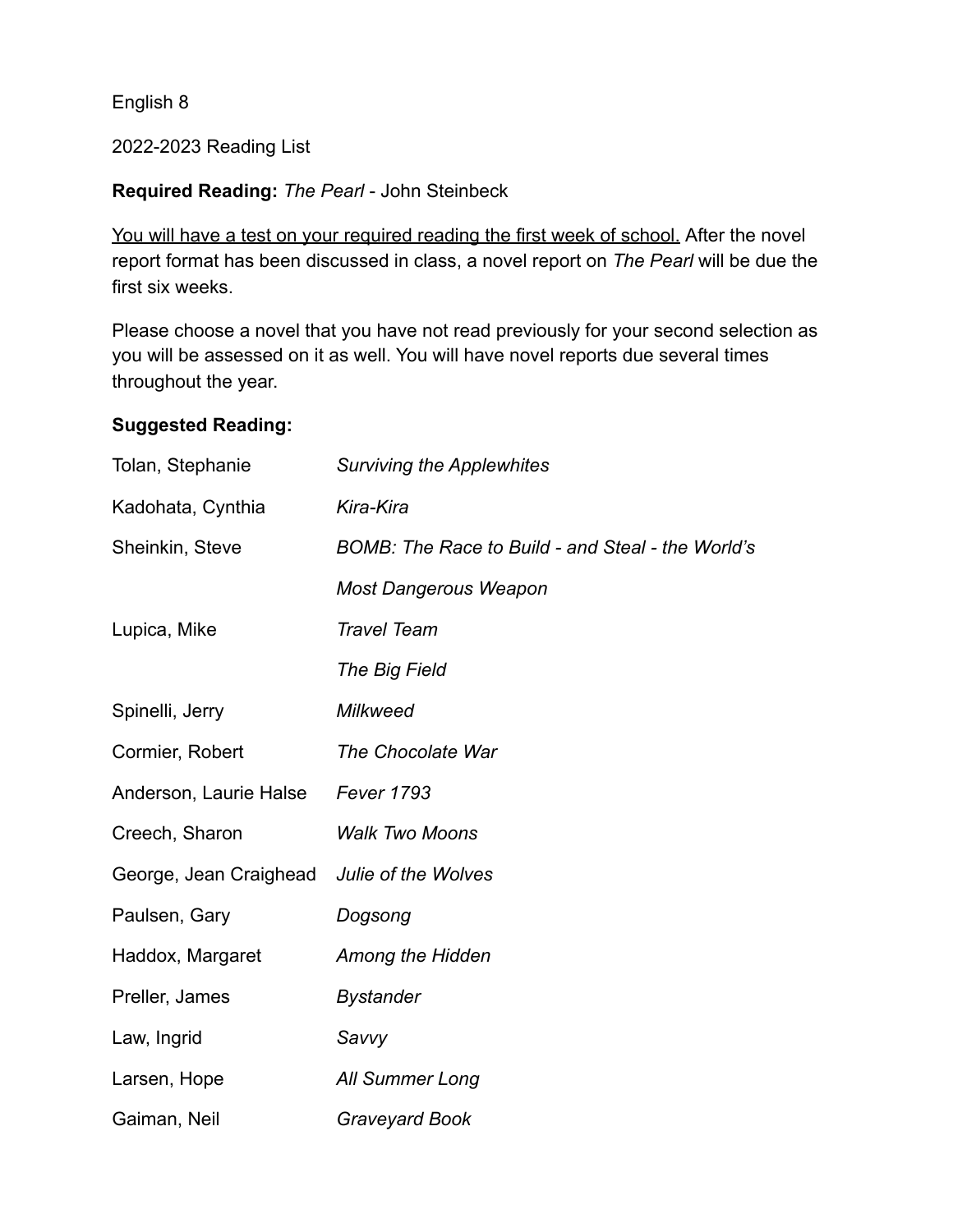English 8

2022-2023 Reading List

**Required Reading:** *The Pearl* - John Steinbeck

<u>You will have a test on your required reading the first week of school.</u> After the novel report format has been discussed in class, a novel report on *The Pearl* will be due the first six weeks.

Please choose a novel that you have not read previously for your second selection as you will be assessed on it as well. You will have novel reports due several times throughout the year.

**Suggested Reading:**

| | |
|---|---|
| Tolan, Stephanie | *Surviving the Applewhites* |
| Kadohata, Cynthia | *Kira-Kira* |
| Sheinkin, Steve | *BOMB: The Race to Build - and Steal - the World's Most Dangerous Weapon* |
| Lupica, Mike | *Travel Team* |
| | *The Big Field* |
| Spinelli, Jerry | *Milkweed* |
| Cormier, Robert | *The Chocolate War* |
| Anderson, Laurie Halse | *Fever 1793* |
| Creech, Sharon | *Walk Two Moons* |
| George, Jean Craighead | *Julie of the Wolves* |
| Paulsen, Gary | *Dogsong* |
| Haddox, Margaret | *Among the Hidden* |
| Preller, James | *Bystander* |
| Law, Ingrid | *Savvy* |
| Larsen, Hope | *All Summer Long* |
| Gaiman, Neil | *Graveyard Book* |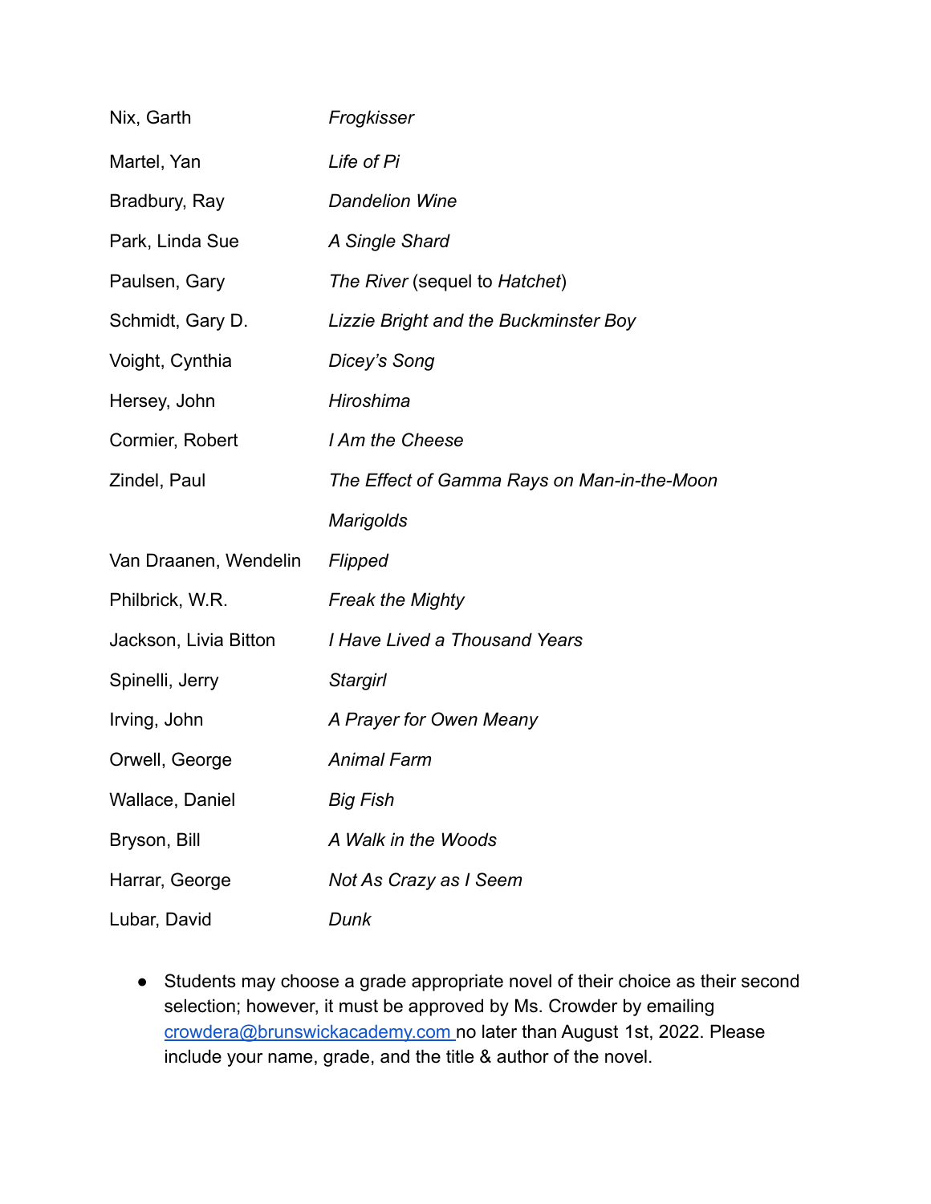| | |
|---|---|
| Nix, Garth | *Frogkisser* |
| Martel, Yan | *Life of Pi* |
| Bradbury, Ray | *Dandelion Wine* |
| Park, Linda Sue | *A Single Shard* |
| Paulsen, Gary | *The River* (sequel to *Hatchet*) |
| Schmidt, Gary D. | *Lizzie Bright and the Buckminster Boy* |
| Voight, Cynthia | *Dicey's Song* |
| Hersey, John | *Hiroshima* |
| Cormier, Robert | *I Am the Cheese* |
| Zindel, Paul | *The Effect of Gamma Rays on Man-in-the-Moon* |
| | *Marigolds* |
| Van Draanen, Wendelin | *Flipped* |
| Philbrick, W.R. | *Freak the Mighty* |
| Jackson, Livia Bitton | *I Have Lived a Thousand Years* |
| Spinelli, Jerry | *Stargirl* |
| Irving, John | *A Prayer for Owen Meany* |
| Orwell, George | *Animal Farm* |
| Wallace, Daniel | *Big Fish* |
| Bryson, Bill | *A Walk in the Woods* |
| Harrar, George | *Not As Crazy as I Seem* |
| Lubar, David | *Dunk* |

- Students may choose a grade appropriate novel of their choice as their second selection; however, it must be approved by Ms. Crowder by emailing crowdera@brunswickacademy.com no later than August 1st, 2022. Please include your name, grade, and the title & author of the novel.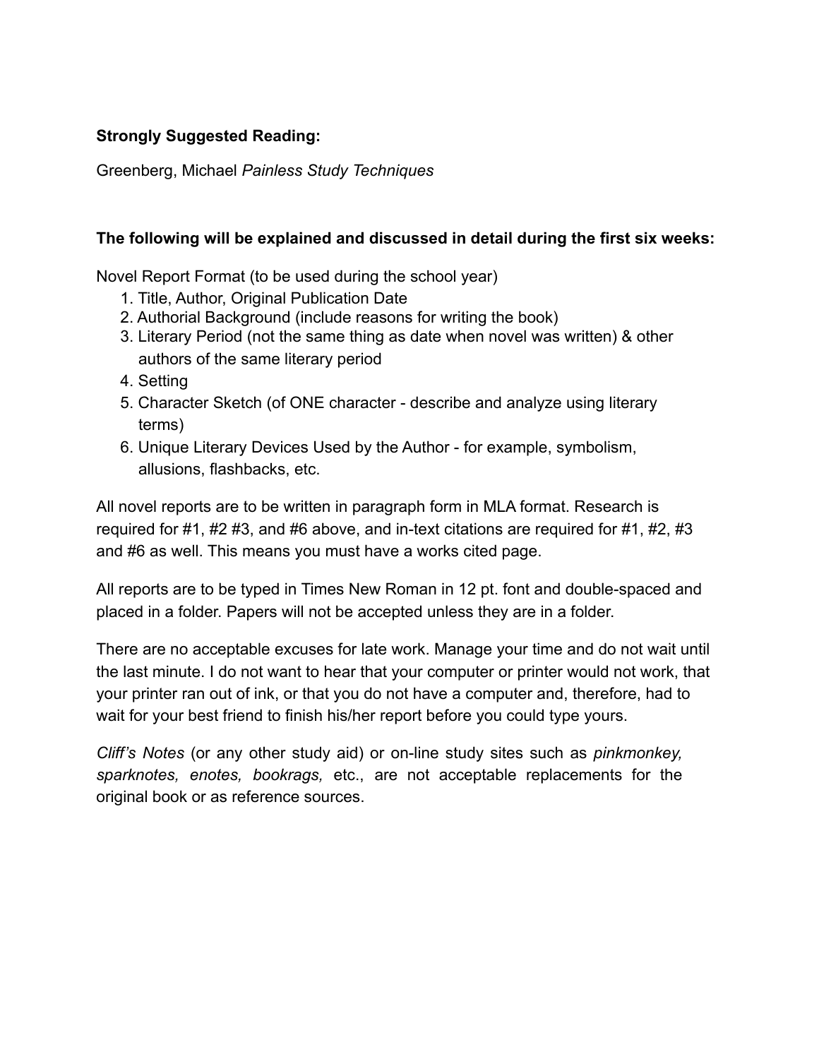**Strongly Suggested Reading:**

Greenberg, Michael *Painless Study Techniques*

**The following will be explained and discussed in detail during the first six weeks:**

Novel Report Format (to be used during the school year)

1. Title, Author, Original Publication Date
2. Authorial Background (include reasons for writing the book)
3. Literary Period (not the same thing as date when novel was written) & other authors of the same literary period
4. Setting
5. Character Sketch (of ONE character - describe and analyze using literary terms)
6. Unique Literary Devices Used by the Author - for example, symbolism, allusions, flashbacks, etc.

All novel reports are to be written in paragraph form in MLA format. Research is required for #1, #2 #3, and #6 above, and in-text citations are required for #1, #2, #3 and #6 as well. This means you must have a works cited page.

All reports are to be typed in Times New Roman in 12 pt. font and double-spaced and placed in a folder. Papers will not be accepted unless they are in a folder.

There are no acceptable excuses for late work. Manage your time and do not wait until the last minute. I do not want to hear that your computer or printer would not work, that your printer ran out of ink, or that you do not have a computer and, therefore, had to wait for your best friend to finish his/her report before you could type yours.

*Cliff's Notes* (or any other study aid) or on-line study sites such as *pinkmonkey, sparknotes, enotes, bookrags,* etc., are not acceptable replacements for the original book or as reference sources.